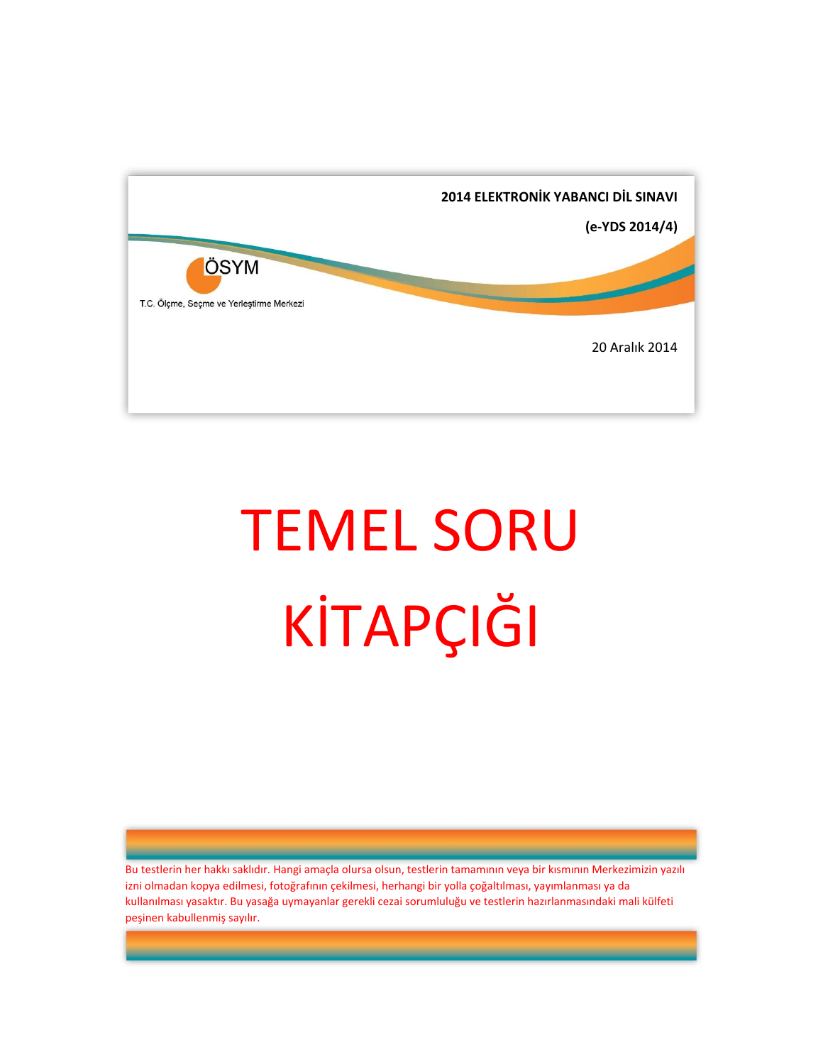**2014 ELEKTRONİK YABANCI DİL SINAVI**

**(e-YDS 2014/4)**

ÖSYM

T.C. Ölçme, Seçme ve Yerleştirme Merkezi

20 Aralık 2014

# TEMEL SORU KİTAPÇIĞI

Bu testlerin her hakkı saklıdır. Hangi amaçla olursa olsun, testlerin tamamının veya bir kısmının Merkezimizin yazılı izni olmadan kopya edilmesi, fotoğrafının çekilmesi, herhangi bir yolla çoğaltılması, yayımlanması ya da kullanılması yasaktır. Bu yasağa uymayanlar gerekli cezai sorumluluğu ve testlerin hazırlanmasındaki mali külfeti peşinen kabullenmiş sayılır.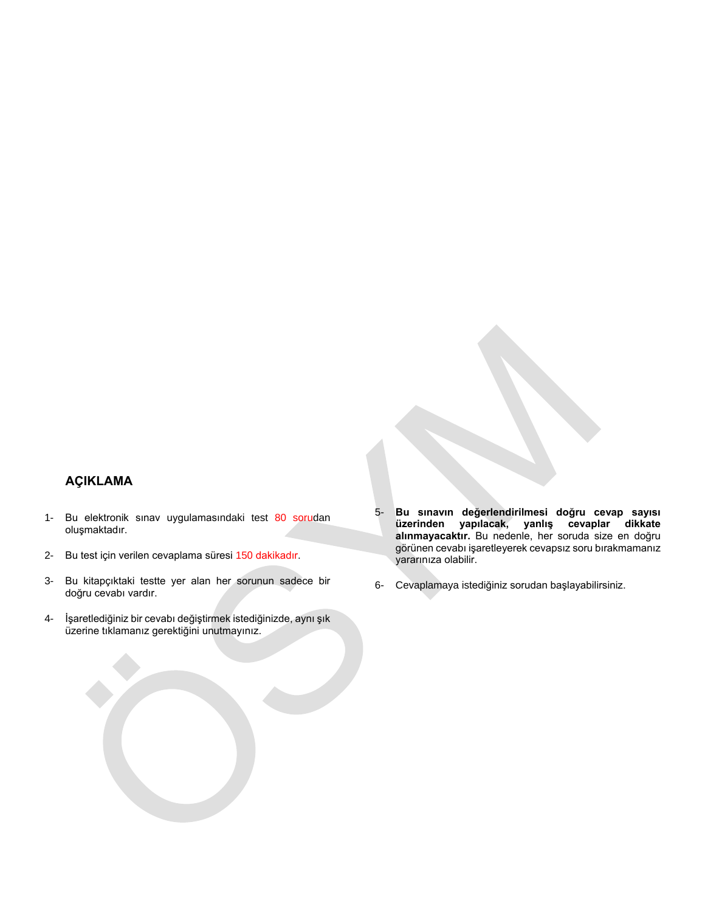## AÇIKLAMA

1- Bu elektronik sınav uygulamasındaki test 80 sorudan oluşmaktadır.

2- Bu test için verilen cevaplama süresi 150 dakikadır.

3- Bu kitapçıktaki testte yer alan her sorunun sadece bir doğru cevabı vardır.

4- İşaretlediğiniz bir cevabı değiştirmek istediğinizde, aynı şık üzerine tıklamanız gerektiğini unutmayınız.

5- **Bu sınavın değerlendirilmesi doğru cevap sayısı üzerinden yapılacak, yanlış cevaplar dikkate alınmayacaktır.** Bu nedenle, her soruda size en doğru görünen cevabı işaretleyerek cevapsız soru bırakmamanız yararınıza olabilir.

6- Cevaplamaya istediğiniz sorudan başlayabilirsiniz.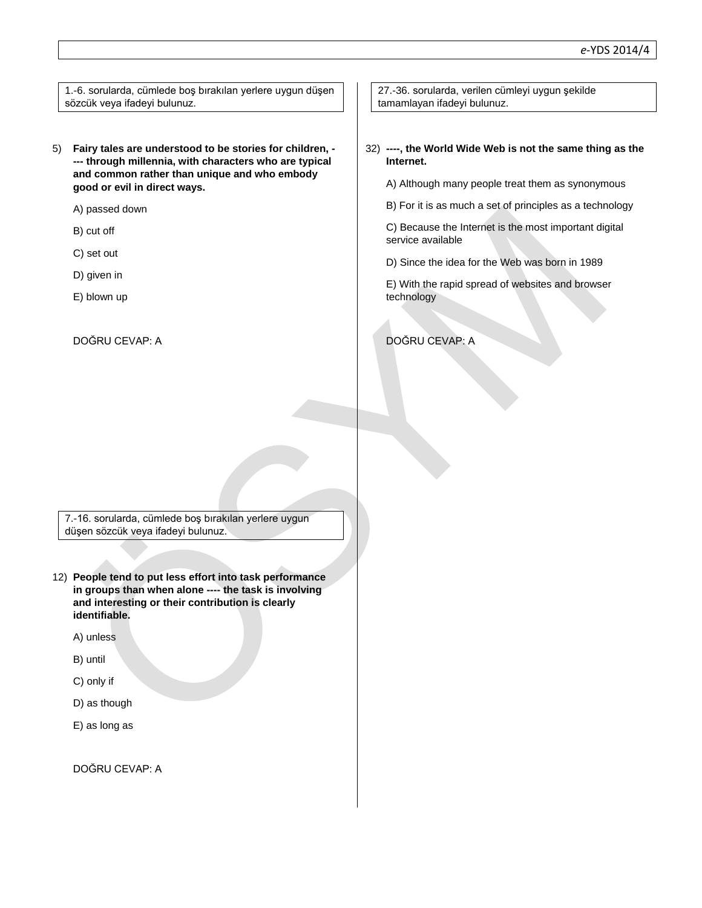1.-6. sorularda, cümlede boş bırakılan yerlere uygun düşen sözcük veya ifadeyi bulunuz.

5) **Fairy tales are understood to be stories for children, ---- through millennia, with characters who are typical and common rather than unique and who embody good or evil in direct ways.**

A) passed down

B) cut off

C) set out

D) given in

E) blown up

DOĞRU CEVAP: A

7.-16. sorularda, cümlede boş bırakılan yerlere uygun düşen sözcük veya ifadeyi bulunuz.

12) **People tend to put less effort into task performance in groups than when alone ---- the task is involving and interesting or their contribution is clearly identifiable.**

A) unless

B) until

C) only if

D) as though

E) as long as

DOĞRU CEVAP: A

27.-36. sorularda, verilen cümleyi uygun şekilde tamamlayan ifadeyi bulunuz.

32) **----, the World Wide Web is not the same thing as the Internet.**

A) Although many people treat them as synonymous

B) For it is as much a set of principles as a technology

C) Because the Internet is the most important digital service available

D) Since the idea for the Web was born in 1989

E) With the rapid spread of websites and browser technology

DOĞRU CEVAP: A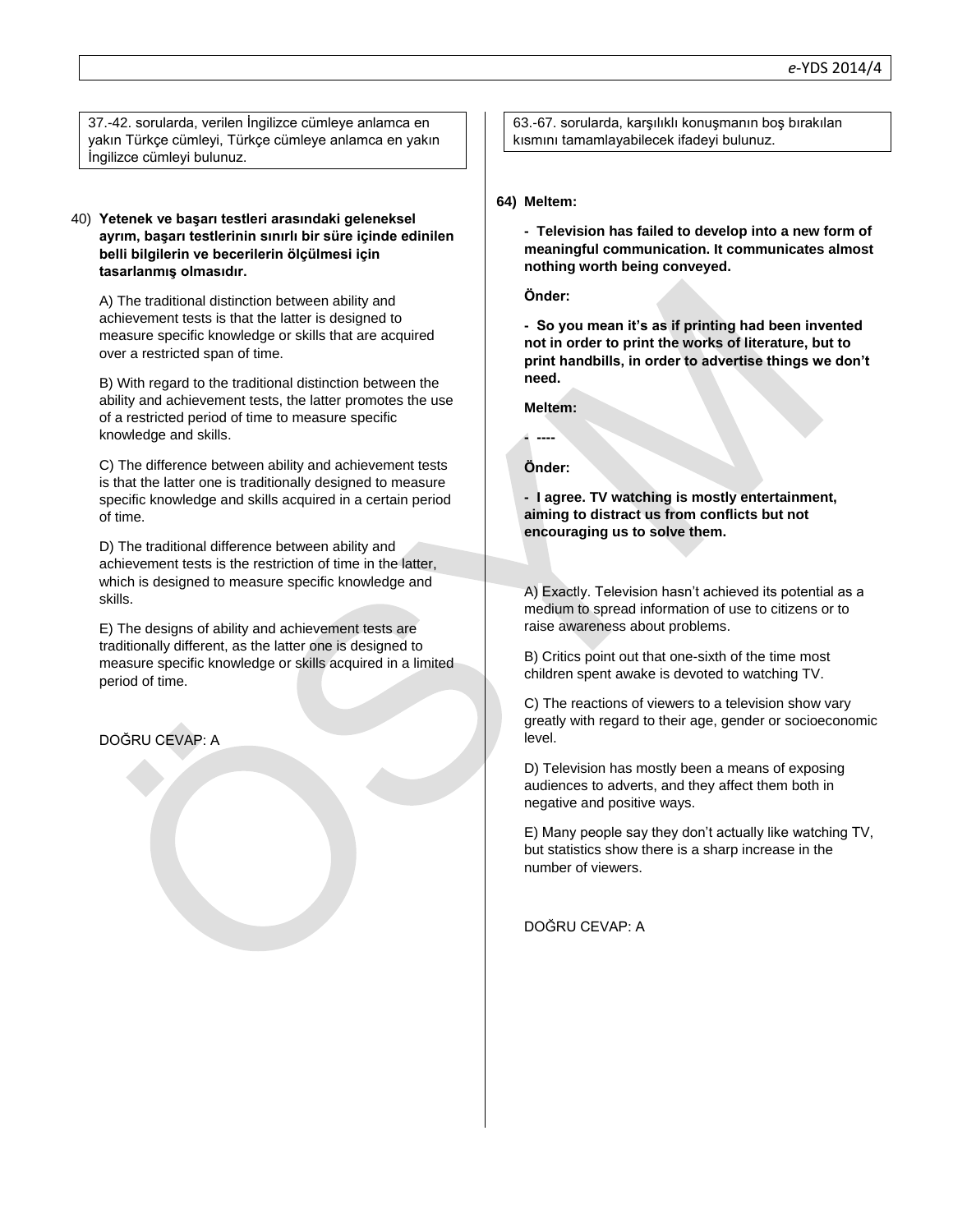37.-42. sorularda, verilen İngilizce cümleye anlamca en yakın Türkçe cümleyi, Türkçe cümleye anlamca en yakın İngilizce cümleyi bulunuz.

40) **Yetenek ve başarı testleri arasındaki geleneksel ayrım, başarı testlerinin sınırlı bir süre içinde edinilen belli bilgilerin ve becerilerin ölçülmesi için tasarlanmış olmasıdır.**

A) The traditional distinction between ability and achievement tests is that the latter is designed to measure specific knowledge or skills that are acquired over a restricted span of time.

B) With regard to the traditional distinction between the ability and achievement tests, the latter promotes the use of a restricted period of time to measure specific knowledge and skills.

C) The difference between ability and achievement tests is that the latter one is traditionally designed to measure specific knowledge and skills acquired in a certain period of time.

D) The traditional difference between ability and achievement tests is the restriction of time in the latter, which is designed to measure specific knowledge and skills.

E) The designs of ability and achievement tests are traditionally different, as the latter one is designed to measure specific knowledge or skills acquired in a limited period of time.

DOĞRU CEVAP: A

63.-67. sorularda, karşılıklı konuşmanın boş bırakılan kısmını tamamlayabilecek ifadeyi bulunuz.

64) **Meltem:**

**- Television has failed to develop into a new form of meaningful communication. It communicates almost nothing worth being conveyed.**

**Önder:**

**- So you mean it's as if printing had been invented not in order to print the works of literature, but to print handbills, in order to advertise things we don't need.**

**Meltem:**

**- ----**

**Önder:**

**- I agree. TV watching is mostly entertainment, aiming to distract us from conflicts but not encouraging us to solve them.**

A) Exactly. Television hasn't achieved its potential as a medium to spread information of use to citizens or to raise awareness about problems.

B) Critics point out that one-sixth of the time most children spent awake is devoted to watching TV.

C) The reactions of viewers to a television show vary greatly with regard to their age, gender or socioeconomic level.

D) Television has mostly been a means of exposing audiences to adverts, and they affect them both in negative and positive ways.

E) Many people say they don't actually like watching TV, but statistics show there is a sharp increase in the number of viewers.

DOĞRU CEVAP: A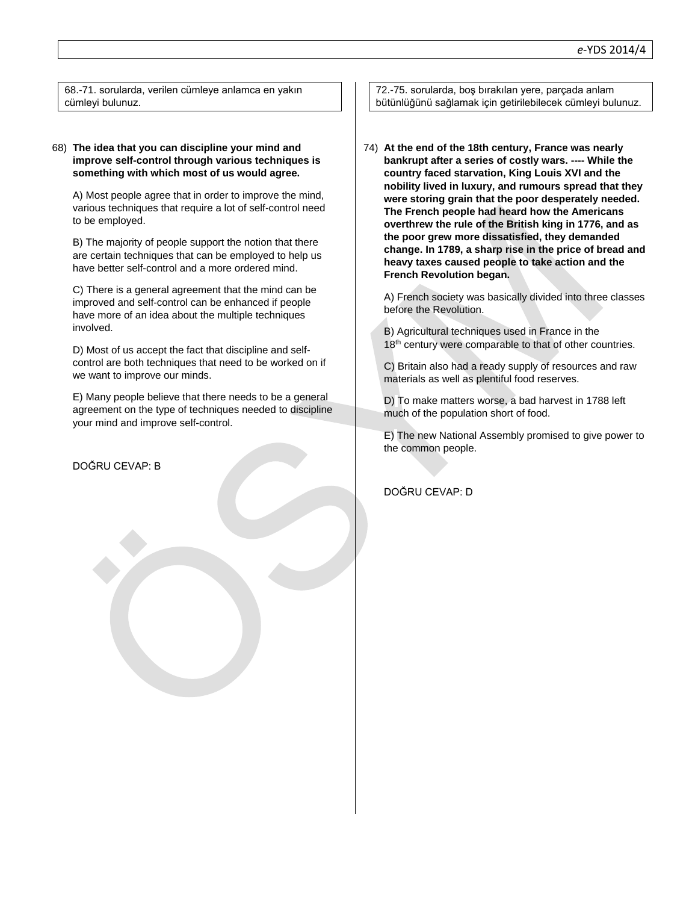68.-71. sorularda, verilen cümleye anlamca en yakın cümleyi bulunuz.

68) **The idea that you can discipline your mind and improve self-control through various techniques is something with which most of us would agree.**

A) Most people agree that in order to improve the mind, various techniques that require a lot of self-control need to be employed.

B) The majority of people support the notion that there are certain techniques that can be employed to help us have better self-control and a more ordered mind.

C) There is a general agreement that the mind can be improved and self-control can be enhanced if people have more of an idea about the multiple techniques involved.

D) Most of us accept the fact that discipline and self-control are both techniques that need to be worked on if we want to improve our minds.

E) Many people believe that there needs to be a general agreement on the type of techniques needed to discipline your mind and improve self-control.

DOĞRU CEVAP: B

72.-75. sorularda, boş bırakılan yere, parçada anlam bütünlüğünü sağlamak için getirilebilecek cümleyi bulunuz.

74) **At the end of the 18th century, France was nearly bankrupt after a series of costly wars. ---- While the country faced starvation, King Louis XVI and the nobility lived in luxury, and rumours spread that they were storing grain that the poor desperately needed. The French people had heard how the Americans overthrew the rule of the British king in 1776, and as the poor grew more dissatisfied, they demanded change. In 1789, a sharp rise in the price of bread and heavy taxes caused people to take action and the French Revolution began.**

A) French society was basically divided into three classes before the Revolution.

B) Agricultural techniques used in France in the 18th century were comparable to that of other countries.

C) Britain also had a ready supply of resources and raw materials as well as plentiful food reserves.

D) To make matters worse, a bad harvest in 1788 left much of the population short of food.

E) The new National Assembly promised to give power to the common people.

DOĞRU CEVAP: D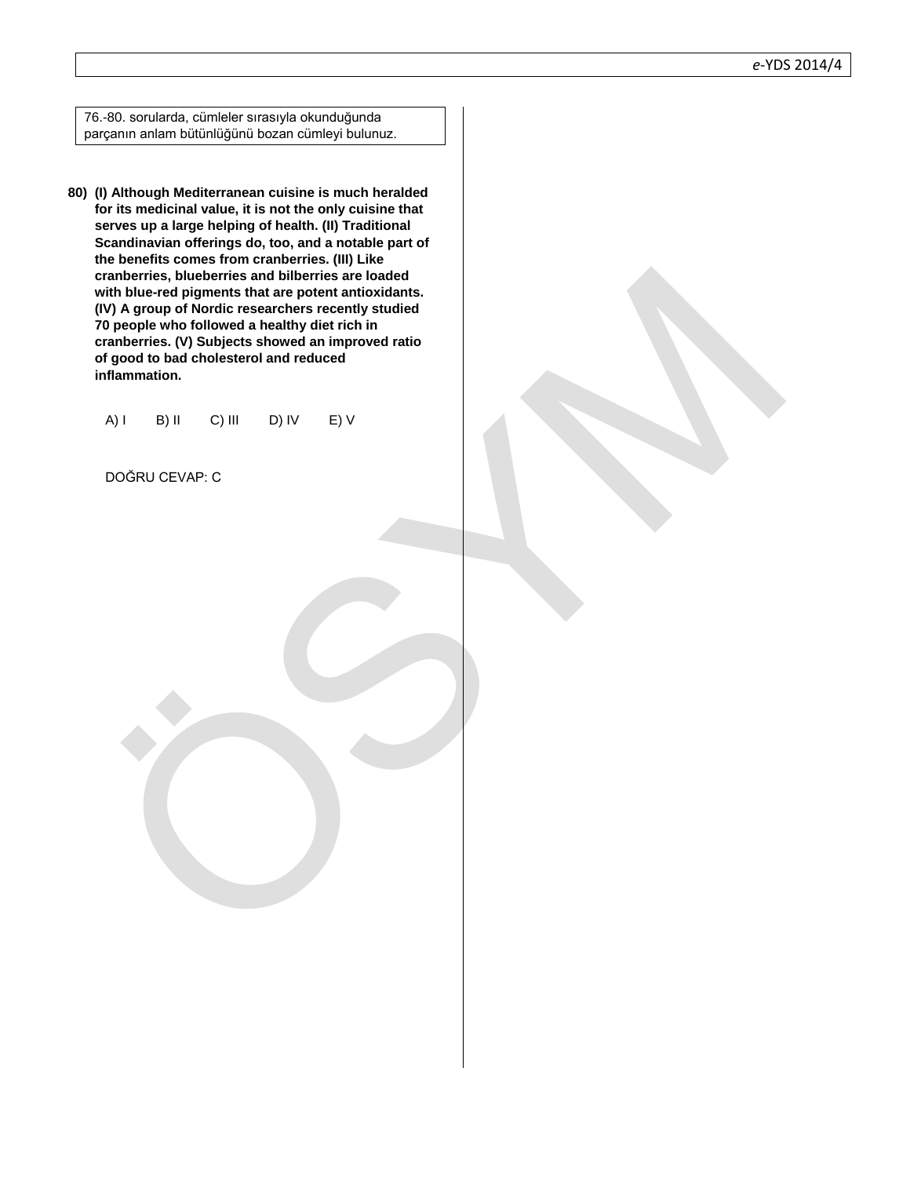76.-80. sorularda, cümleler sırasıyla okunduğunda parçanın anlam bütünlüğünü bozan cümleyi bulunuz.

**80)** **(I) Although Mediterranean cuisine is much heralded for its medicinal value, it is not the only cuisine that serves up a large helping of health. (II) Traditional Scandinavian offerings do, too, and a notable part of the benefits comes from cranberries. (III) Like cranberries, blueberries and bilberries are loaded with blue-red pigments that are potent antioxidants. (IV) A group of Nordic researchers recently studied 70 people who followed a healthy diet rich in cranberries. (V) Subjects showed an improved ratio of good to bad cholesterol and reduced inflammation.**

A) I B) II C) III D) IV E) V

DOĞRU CEVAP: C